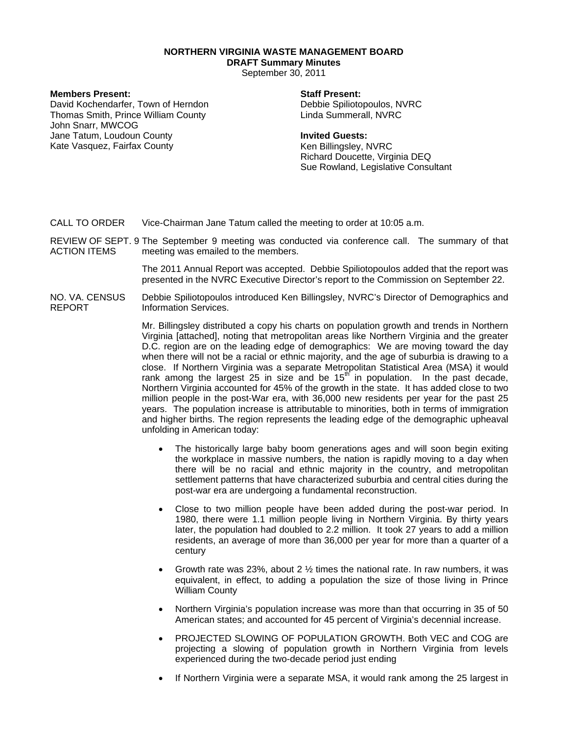**NORTHERN VIRGINIA WASTE MANAGEMENT BOARD**
**DRAFT Summary Minutes**
September 30, 2011

**Members Present:**
David Kochendarfer, Town of Herndon
Thomas Smith, Prince William County
John Snarr, MWCOG
Jane Tatum, Loudoun County
Kate Vasquez, Fairfax County

**Staff Present:**
Debbie Spiliotopoulos, NVRC
Linda Summerall, NVRC

**Invited Guests:**
Ken Billingsley, NVRC
Richard Doucette, Virginia DEQ
Sue Rowland, Legislative Consultant

CALL TO ORDER

Vice-Chairman Jane Tatum called the meeting to order at 10:05 a.m.

REVIEW OF SEPT. 9 ACTION ITEMS

The September 9 meeting was conducted via conference call. The summary of that meeting was emailed to the members.

The 2011 Annual Report was accepted. Debbie Spiliotopoulos added that the report was presented in the NVRC Executive Director's report to the Commission on September 22.

NO. VA. CENSUS REPORT

Debbie Spiliotopoulos introduced Ken Billingsley, NVRC's Director of Demographics and Information Services.

Mr. Billingsley distributed a copy his charts on population growth and trends in Northern Virginia [attached], noting that metropolitan areas like Northern Virginia and the greater D.C. region are on the leading edge of demographics: We are moving toward the day when there will not be a racial or ethnic majority, and the age of suburbia is drawing to a close. If Northern Virginia was a separate Metropolitan Statistical Area (MSA) it would rank among the largest 25 in size and be 15th in population. In the past decade, Northern Virginia accounted for 45% of the growth in the state. It has added close to two million people in the post-War era, with 36,000 new residents per year for the past 25 years. The population increase is attributable to minorities, both in terms of immigration and higher births. The region represents the leading edge of the demographic upheaval unfolding in American today:

- The historically large baby boom generations ages and will soon begin exiting the workplace in massive numbers, the nation is rapidly moving to a day when there will be no racial and ethnic majority in the country, and metropolitan settlement patterns that have characterized suburbia and central cities during the post-war era are undergoing a fundamental reconstruction.
- Close to two million people have been added during the post-war period. In 1980, there were 1.1 million people living in Northern Virginia. By thirty years later, the population had doubled to 2.2 million. It took 27 years to add a million residents, an average of more than 36,000 per year for more than a quarter of a century
- Growth rate was 23%, about 2 ½ times the national rate. In raw numbers, it was equivalent, in effect, to adding a population the size of those living in Prince William County
- Northern Virginia's population increase was more than that occurring in 35 of 50 American states; and accounted for 45 percent of Virginia's decennial increase.
- PROJECTED SLOWING OF POPULATION GROWTH. Both VEC and COG are projecting a slowing of population growth in Northern Virginia from levels experienced during the two-decade period just ending
- If Northern Virginia were a separate MSA, it would rank among the 25 largest in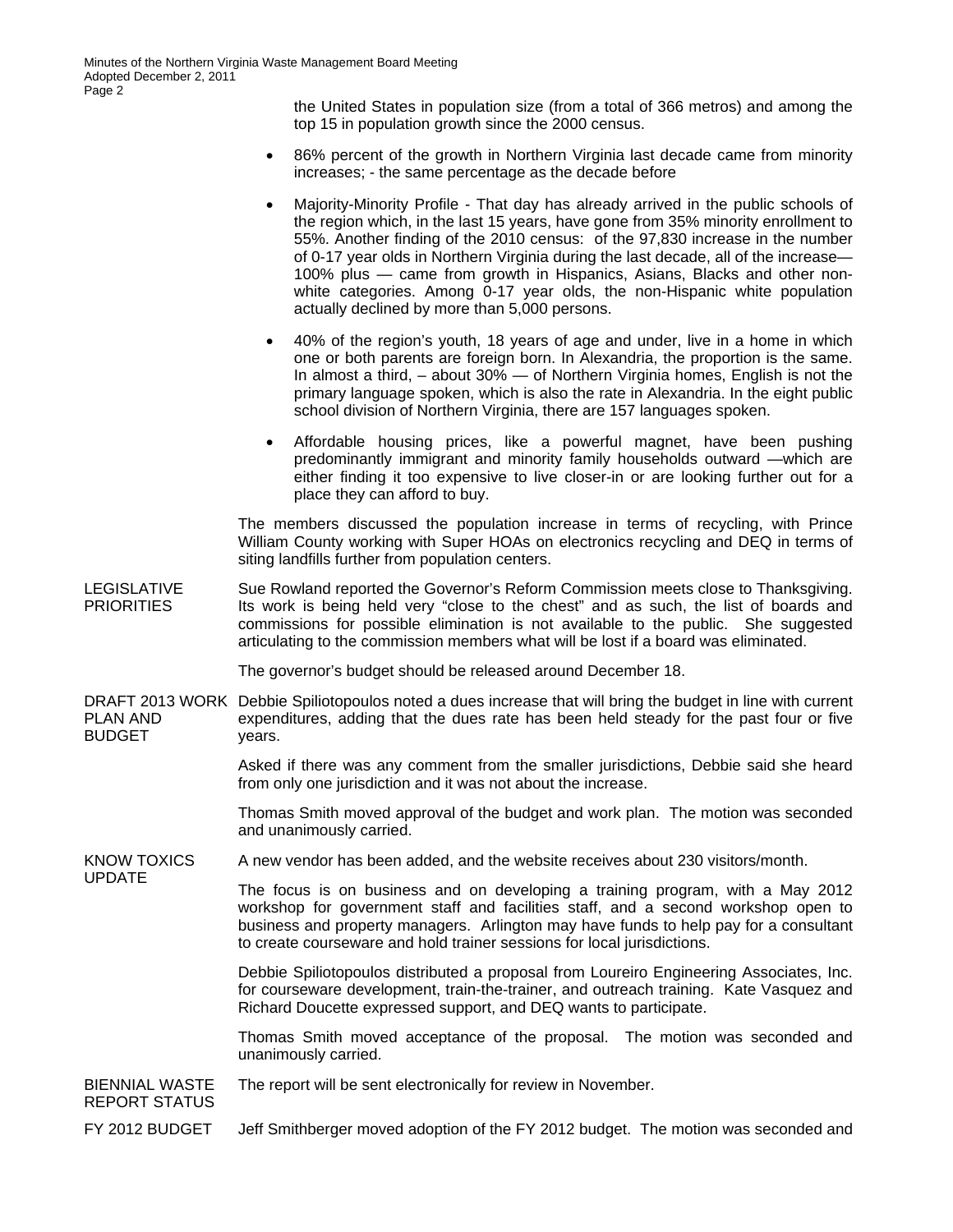the United States in population size (from a total of 366 metros) and among the top 15 in population growth since the 2000 census.

- 86% percent of the growth in Northern Virginia last decade came from minority increases; - the same percentage as the decade before
- Majority-Minority Profile - That day has already arrived in the public schools of the region which, in the last 15 years, have gone from 35% minority enrollment to 55%. Another finding of the 2010 census: of the 97,830 increase in the number of 0-17 year olds in Northern Virginia during the last decade, all of the increase— 100% plus — came from growth in Hispanics, Asians, Blacks and other non-white categories. Among 0-17 year olds, the non-Hispanic white population actually declined by more than 5,000 persons.
- 40% of the region's youth, 18 years of age and under, live in a home in which one or both parents are foreign born. In Alexandria, the proportion is the same. In almost a third, – about 30% — of Northern Virginia homes, English is not the primary language spoken, which is also the rate in Alexandria. In the eight public school division of Northern Virginia, there are 157 languages spoken.
- Affordable housing prices, like a powerful magnet, have been pushing predominantly immigrant and minority family households outward —which are either finding it too expensive to live closer-in or are looking further out for a place they can afford to buy.

The members discussed the population increase in terms of recycling, with Prince William County working with Super HOAs on electronics recycling and DEQ in terms of siting landfills further from population centers.

**LEGISLATIVE PRIORITIES**

Sue Rowland reported the Governor's Reform Commission meets close to Thanksgiving. Its work is being held very "close to the chest" and as such, the list of boards and commissions for possible elimination is not available to the public. She suggested articulating to the commission members what will be lost if a board was eliminated.

The governor's budget should be released around December 18.

**DRAFT 2013 WORK PLAN AND BUDGET**

Debbie Spiliotopoulos noted a dues increase that will bring the budget in line with current expenditures, adding that the dues rate has been held steady for the past four or five years.

Asked if there was any comment from the smaller jurisdictions, Debbie said she heard from only one jurisdiction and it was not about the increase.

Thomas Smith moved approval of the budget and work plan. The motion was seconded and unanimously carried.

**KNOW TOXICS UPDATE**

A new vendor has been added, and the website receives about 230 visitors/month.

The focus is on business and on developing a training program, with a May 2012 workshop for government staff and facilities staff, and a second workshop open to business and property managers. Arlington may have funds to help pay for a consultant to create courseware and hold trainer sessions for local jurisdictions.

Debbie Spiliotopoulos distributed a proposal from Loureiro Engineering Associates, Inc. for courseware development, train-the-trainer, and outreach training. Kate Vasquez and Richard Doucette expressed support, and DEQ wants to participate.

Thomas Smith moved acceptance of the proposal. The motion was seconded and unanimously carried.

**BIENNIAL WASTE REPORT STATUS**

The report will be sent electronically for review in November.

**FY 2012 BUDGET**

Jeff Smithberger moved adoption of the FY 2012 budget. The motion was seconded and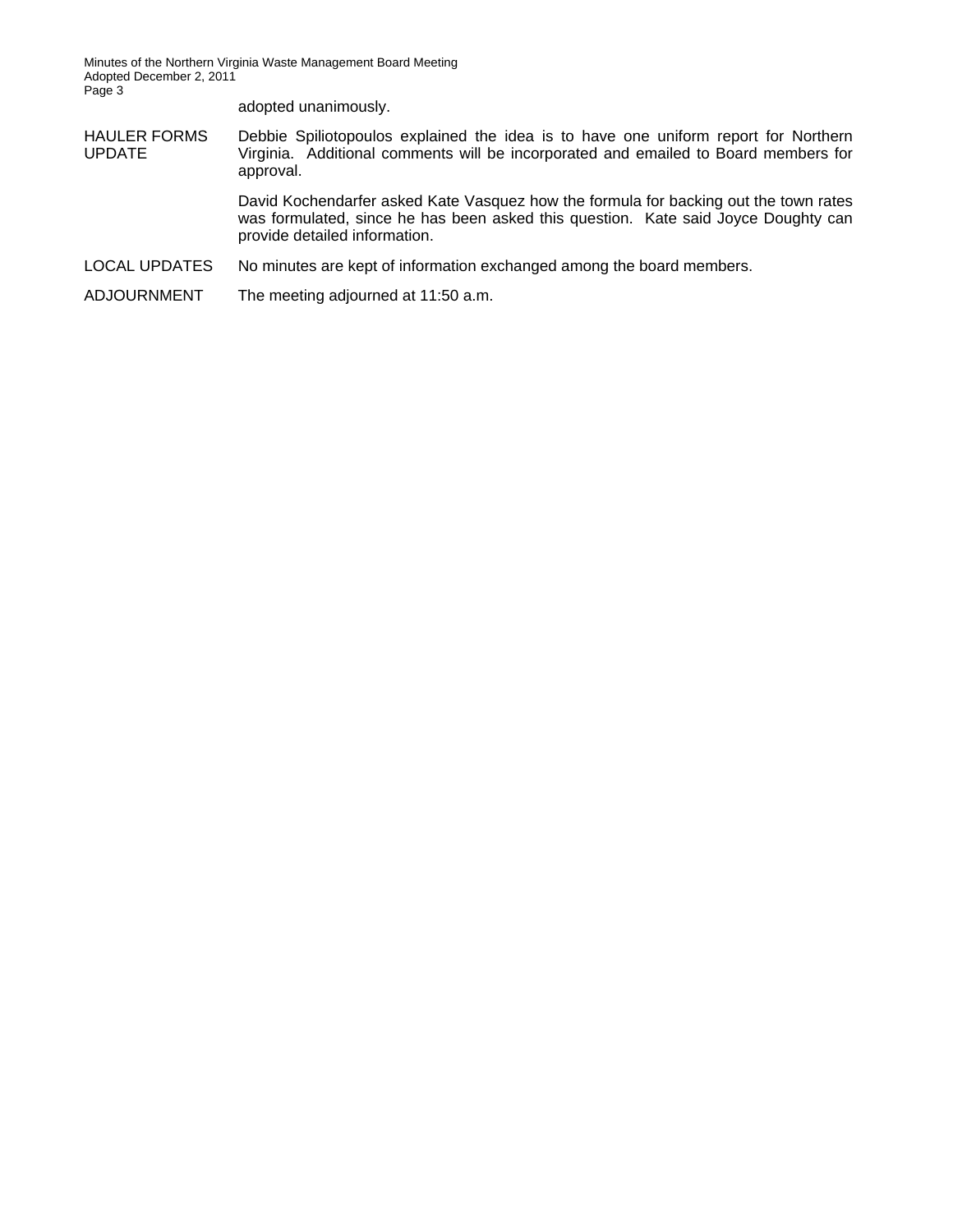adopted unanimously.

| | |
|---|---|
| HAULER FORMS UPDATE | Debbie Spiliotopoulos explained the idea is to have one uniform report for Northern Virginia. Additional comments will be incorporated and emailed to Board members for approval. |
| | David Kochendarfer asked Kate Vasquez how the formula for backing out the town rates was formulated, since he has been asked this question. Kate said Joyce Doughty can provide detailed information. |
| LOCAL UPDATES | No minutes are kept of information exchanged among the board members. |
| ADJOURNMENT | The meeting adjourned at 11:50 a.m. |